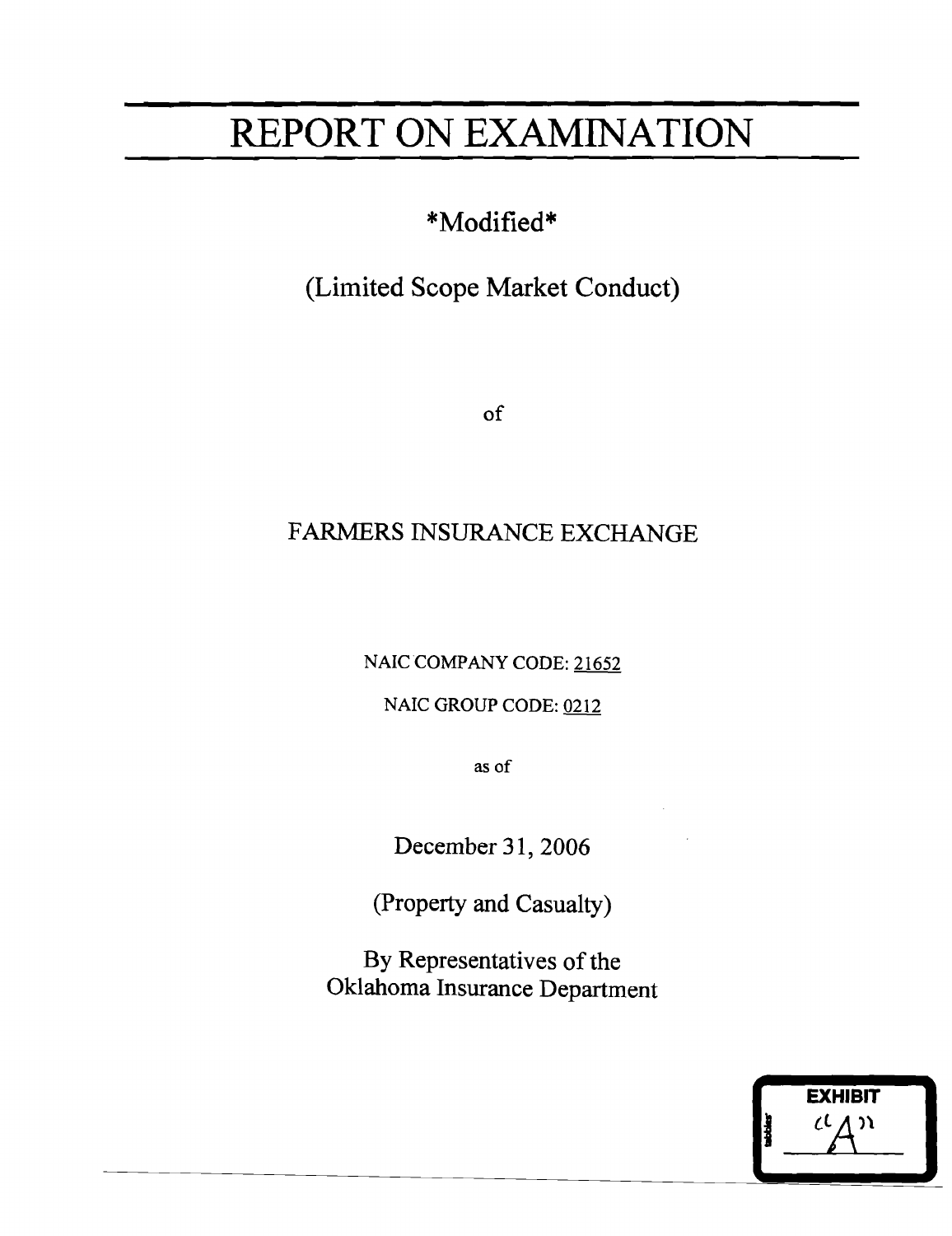# REPORT ON EXAMINATION

*Modified*

(Limited Scope Market Conduct)

of

FARMERS INSURANCE EXCHANGE

NAIC COMPANY CODE: 21652

NAIC GROUP CODE: 0212

as of

December 31, 2006

(Property and Casualty)

By Representatives of the
Oklahoma Insurance Department

EXHIBIT
"A"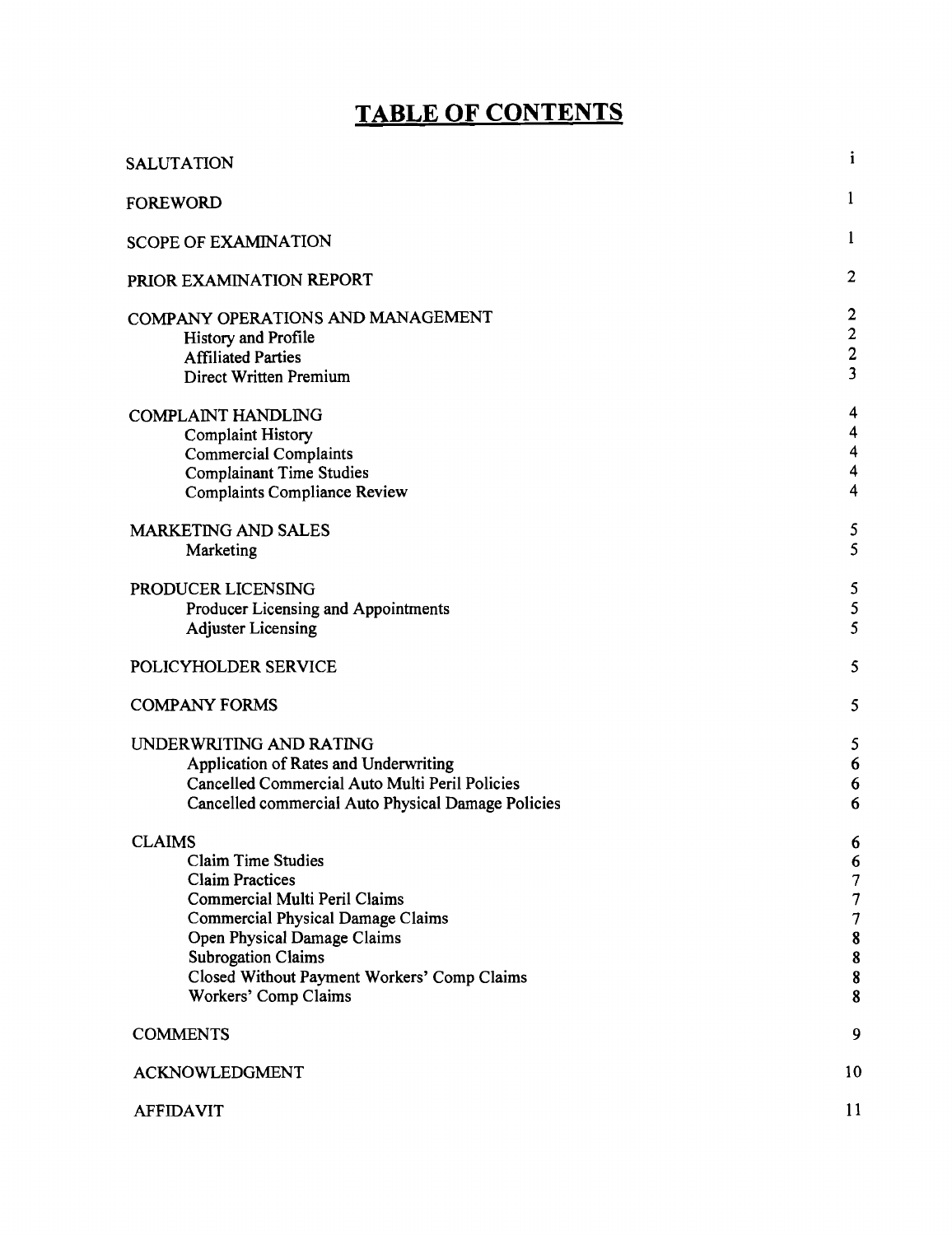# TABLE OF CONTENTS

| | |
|---|---|
| SALUTATION | i |
| FOREWORD | 1 |
| SCOPE OF EXAMINATION | 1 |
| PRIOR EXAMINATION REPORT | 2 |
| COMPANY OPERATIONS AND MANAGEMENT | 2 |
| History and Profile | 2 |
| Affiliated Parties | 2 |
| Direct Written Premium | 3 |
| COMPLAINT HANDLING | 4 |
| Complaint History | 4 |
| Commercial Complaints | 4 |
| Complainant Time Studies | 4 |
| Complaints Compliance Review | 4 |
| MARKETING AND SALES | 5 |
| Marketing | 5 |
| PRODUCER LICENSING | 5 |
| Producer Licensing and Appointments | 5 |
| Adjuster Licensing | 5 |
| POLICYHOLDER SERVICE | 5 |
| COMPANY FORMS | 5 |
| UNDERWRITING AND RATING | 5 |
| Application of Rates and Underwriting | 6 |
| Cancelled Commercial Auto Multi Peril Policies | 6 |
| Cancelled commercial Auto Physical Damage Policies | 6 |
| CLAIMS | 6 |
| Claim Time Studies | 6 |
| Claim Practices | 7 |
| Commercial Multi Peril Claims | 7 |
| Commercial Physical Damage Claims | 7 |
| Open Physical Damage Claims | 8 |
| Subrogation Claims | 8 |
| Closed Without Payment Workers' Comp Claims | 8 |
| Workers' Comp Claims | 8 |
| COMMENTS | 9 |
| ACKNOWLEDGMENT | 10 |
| AFFIDAVIT | 11 |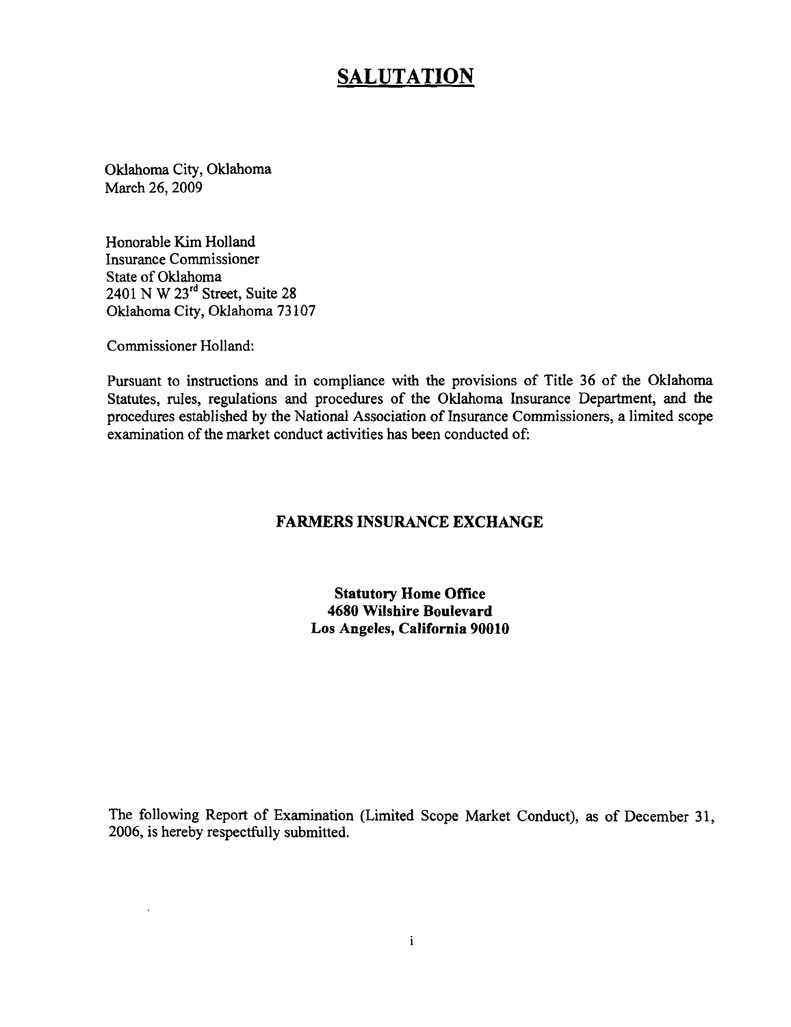# SALUTATION

Oklahoma City, Oklahoma
March 26, 2009

Honorable Kim Holland
Insurance Commissioner
State of Oklahoma
2401 N W 23rd Street, Suite 28
Oklahoma City, Oklahoma 73107

Commissioner Holland:

Pursuant to instructions and in compliance with the provisions of Title 36 of the Oklahoma Statutes, rules, regulations and procedures of the Oklahoma Insurance Department, and the procedures established by the National Association of Insurance Commissioners, a limited scope examination of the market conduct activities has been conducted of:

**FARMERS INSURANCE EXCHANGE**

**Statutory Home Office**
**4680 Wilshire Boulevard**
**Los Angeles, California 90010**

The following Report of Examination (Limited Scope Market Conduct), as of December 31, 2006, is hereby respectfully submitted.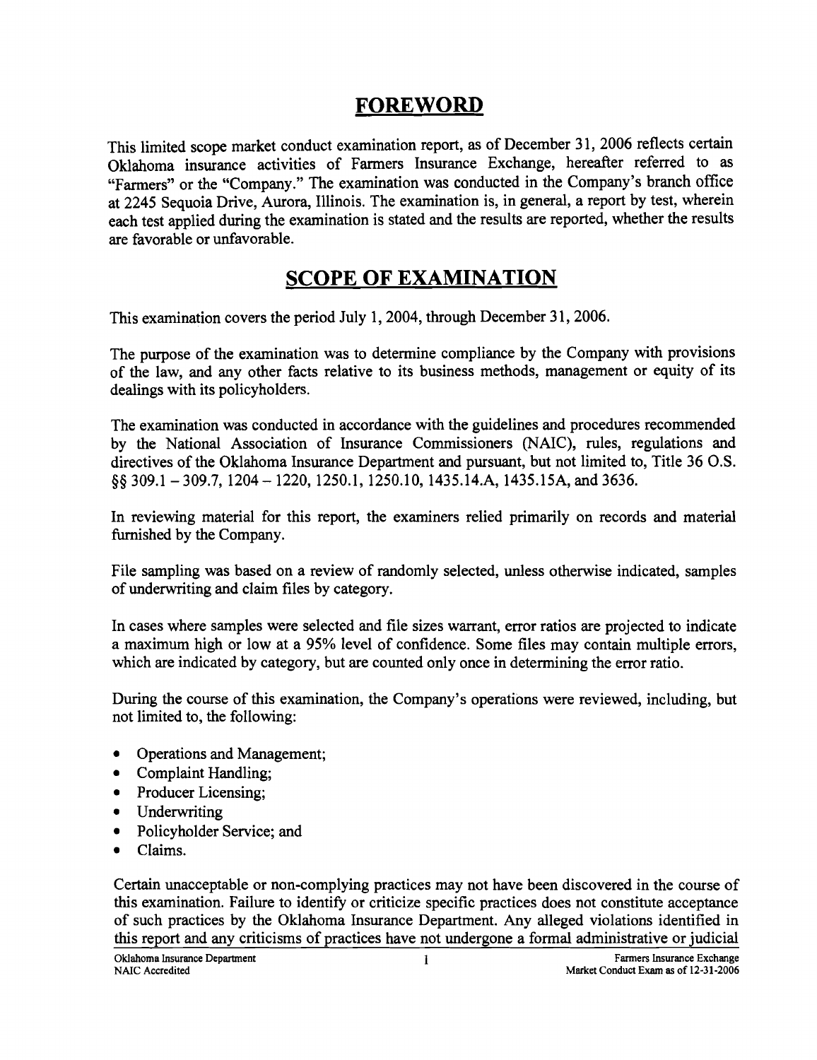# FOREWORD

This limited scope market conduct examination report, as of December 31, 2006 reflects certain Oklahoma insurance activities of Farmers Insurance Exchange, hereafter referred to as "Farmers" or the "Company." The examination was conducted in the Company's branch office at 2245 Sequoia Drive, Aurora, Illinois. The examination is, in general, a report by test, wherein each test applied during the examination is stated and the results are reported, whether the results are favorable or unfavorable.

# SCOPE OF EXAMINATION

This examination covers the period July 1, 2004, through December 31, 2006.

The purpose of the examination was to determine compliance by the Company with provisions of the law, and any other facts relative to its business methods, management or equity of its dealings with its policyholders.

The examination was conducted in accordance with the guidelines and procedures recommended by the National Association of Insurance Commissioners (NAIC), rules, regulations and directives of the Oklahoma Insurance Department and pursuant, but not limited to, Title 36 O.S. §§ 309.1 – 309.7, 1204 – 1220, 1250.1, 1250.10, 1435.14.A, 1435.15A, and 3636.

In reviewing material for this report, the examiners relied primarily on records and material furnished by the Company.

File sampling was based on a review of randomly selected, unless otherwise indicated, samples of underwriting and claim files by category.

In cases where samples were selected and file sizes warrant, error ratios are projected to indicate a maximum high or low at a 95% level of confidence. Some files may contain multiple errors, which are indicated by category, but are counted only once in determining the error ratio.

During the course of this examination, the Company's operations were reviewed, including, but not limited to, the following:

- Operations and Management;
- Complaint Handling;
- Producer Licensing;
- Underwriting
- Policyholder Service; and
- Claims.

Certain unacceptable or non-complying practices may not have been discovered in the course of this examination. Failure to identify or criticize specific practices does not constitute acceptance of such practices by the Oklahoma Insurance Department. Any alleged violations identified in this report and any criticisms of practices have not undergone a formal administrative or judicial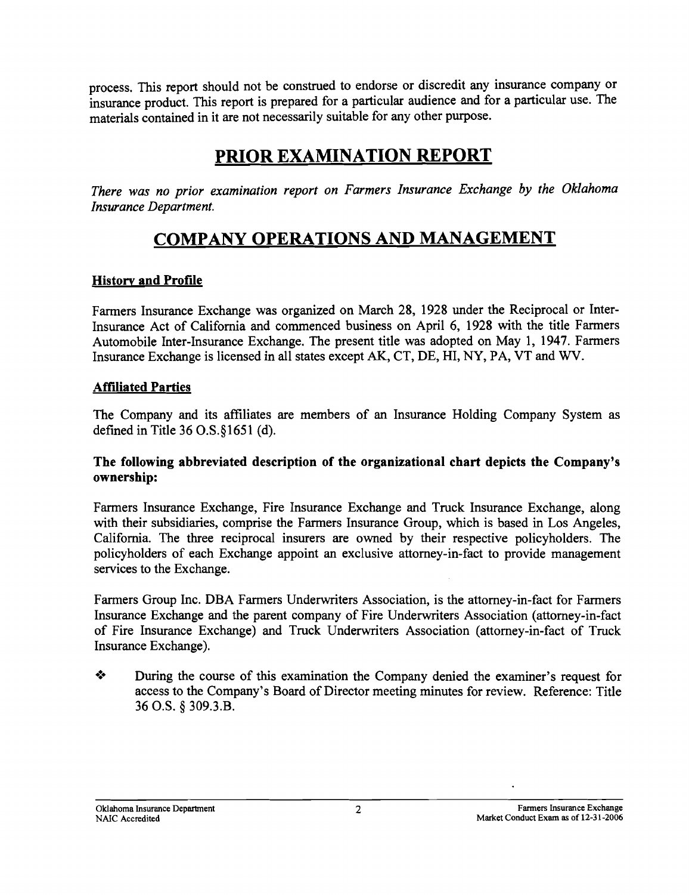process. This report should not be construed to endorse or discredit any insurance company or insurance product. This report is prepared for a particular audience and for a particular use. The materials contained in it are not necessarily suitable for any other purpose.

# PRIOR EXAMINATION REPORT

*There was no prior examination report on Farmers Insurance Exchange by the Oklahoma Insurance Department.*

# COMPANY OPERATIONS AND MANAGEMENT

## History and Profile

Farmers Insurance Exchange was organized on March 28, 1928 under the Reciprocal or Inter-Insurance Act of California and commenced business on April 6, 1928 with the title Farmers Automobile Inter-Insurance Exchange. The present title was adopted on May 1, 1947. Farmers Insurance Exchange is licensed in all states except AK, CT, DE, HI, NY, PA, VT and WV.

## Affiliated Parties

The Company and its affiliates are members of an Insurance Holding Company System as defined in Title 36 O.S.§1651 (d).

**The following abbreviated description of the organizational chart depicts the Company's ownership:**

Farmers Insurance Exchange, Fire Insurance Exchange and Truck Insurance Exchange, along with their subsidiaries, comprise the Farmers Insurance Group, which is based in Los Angeles, California. The three reciprocal insurers are owned by their respective policyholders. The policyholders of each Exchange appoint an exclusive attorney-in-fact to provide management services to the Exchange.

Farmers Group Inc. DBA Farmers Underwriters Association, is the attorney-in-fact for Farmers Insurance Exchange and the parent company of Fire Underwriters Association (attorney-in-fact of Fire Insurance Exchange) and Truck Underwriters Association (attorney-in-fact of Truck Insurance Exchange).

- During the course of this examination the Company denied the examiner's request for access to the Company's Board of Director meeting minutes for review. Reference: Title 36 O.S. § 309.3.B.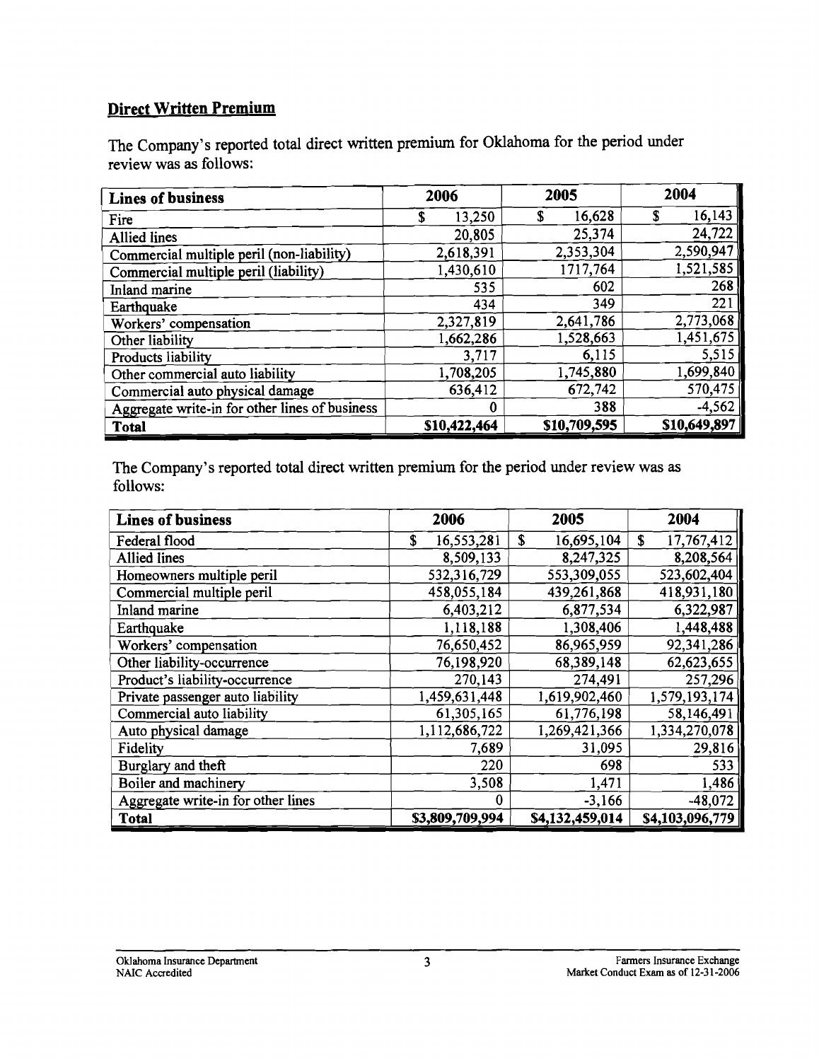## Direct Written Premium

The Company's reported total direct written premium for Oklahoma for the period under review was as follows:

| Lines of business | 2006 | 2005 | 2004 |
|---|---|---|---|
| Fire | $ 13,250 | $ 16,628 | $ 16,143 |
| Allied lines | 20,805 | 25,374 | 24,722 |
| Commercial multiple peril (non-liability) | 2,618,391 | 2,353,304 | 2,590,947 |
| Commercial multiple peril (liability) | 1,430,610 | 1717,764 | 1,521,585 |
| Inland marine | 535 | 602 | 268 |
| Earthquake | 434 | 349 | 221 |
| Workers' compensation | 2,327,819 | 2,641,786 | 2,773,068 |
| Other liability | 1,662,286 | 1,528,663 | 1,451,675 |
| Products liability | 3,717 | 6,115 | 5,515 |
| Other commercial auto liability | 1,708,205 | 1,745,880 | 1,699,840 |
| Commercial auto physical damage | 636,412 | 672,742 | 570,475 |
| Aggregate write-in for other lines of business | 0 | 388 | -4,562 |
| **Total** | **$10,422,464** | **$10,709,595** | **$10,649,897** |

The Company's reported total direct written premium for the period under review was as follows:

| Lines of business | 2006 | 2005 | 2004 |
|---|---|---|---|
| Federal flood | $ 16,553,281 | $ 16,695,104 | $ 17,767,412 |
| Allied lines | 8,509,133 | 8,247,325 | 8,208,564 |
| Homeowners multiple peril | 532,316,729 | 553,309,055 | 523,602,404 |
| Commercial multiple peril | 458,055,184 | 439,261,868 | 418,931,180 |
| Inland marine | 6,403,212 | 6,877,534 | 6,322,987 |
| Earthquake | 1,118,188 | 1,308,406 | 1,448,488 |
| Workers' compensation | 76,650,452 | 86,965,959 | 92,341,286 |
| Other liability-occurrence | 76,198,920 | 68,389,148 | 62,623,655 |
| Product's liability-occurrence | 270,143 | 274,491 | 257,296 |
| Private passenger auto liability | 1,459,631,448 | 1,619,902,460 | 1,579,193,174 |
| Commercial auto liability | 61,305,165 | 61,776,198 | 58,146,491 |
| Auto physical damage | 1,112,686,722 | 1,269,421,366 | 1,334,270,078 |
| Fidelity | 7,689 | 31,095 | 29,816 |
| Burglary and theft | 220 | 698 | 533 |
| Boiler and machinery | 3,508 | 1,471 | 1,486 |
| Aggregate write-in for other lines | 0 | -3,166 | -48,072 |
| **Total** | **$3,809,709,994** | **$4,132,459,014** | **$4,103,096,779** |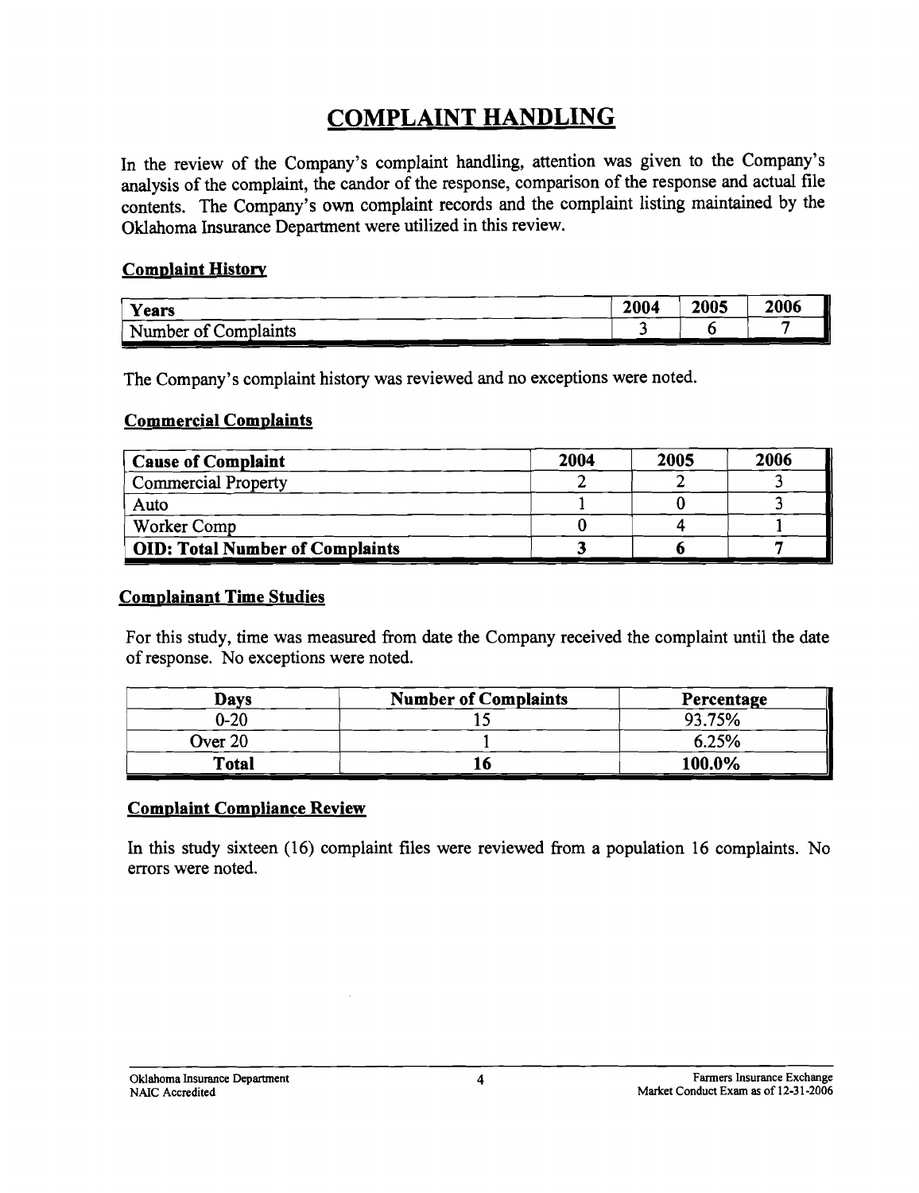# COMPLAINT HANDLING

In the review of the Company's complaint handling, attention was given to the Company's analysis of the complaint, the candor of the response, comparison of the response and actual file contents. The Company's own complaint records and the complaint listing maintained by the Oklahoma Insurance Department were utilized in this review.

## Complaint History

| Years | 2004 | 2005 | 2006 |
|---|---|---|---|
| Number of Complaints | 3 | 6 | 7 |

The Company's complaint history was reviewed and no exceptions were noted.

## Commercial Complaints

| Cause of Complaint | 2004 | 2005 | 2006 |
|---|---|---|---|
| Commercial Property | 2 | 2 | 3 |
| Auto | 1 | 0 | 3 |
| Worker Comp | 0 | 4 | 1 |
| **OID: Total Number of Complaints** | **3** | **6** | **7** |

## Complainant Time Studies

For this study, time was measured from date the Company received the complaint until the date of response. No exceptions were noted.

| Days | Number of Complaints | Percentage |
|---|---|---|
| 0-20 | 15 | 93.75% |
| Over 20 | 1 | 6.25% |
| **Total** | **16** | **100.0%** |

## Complaint Compliance Review

In this study sixteen (16) complaint files were reviewed from a population 16 complaints. No errors were noted.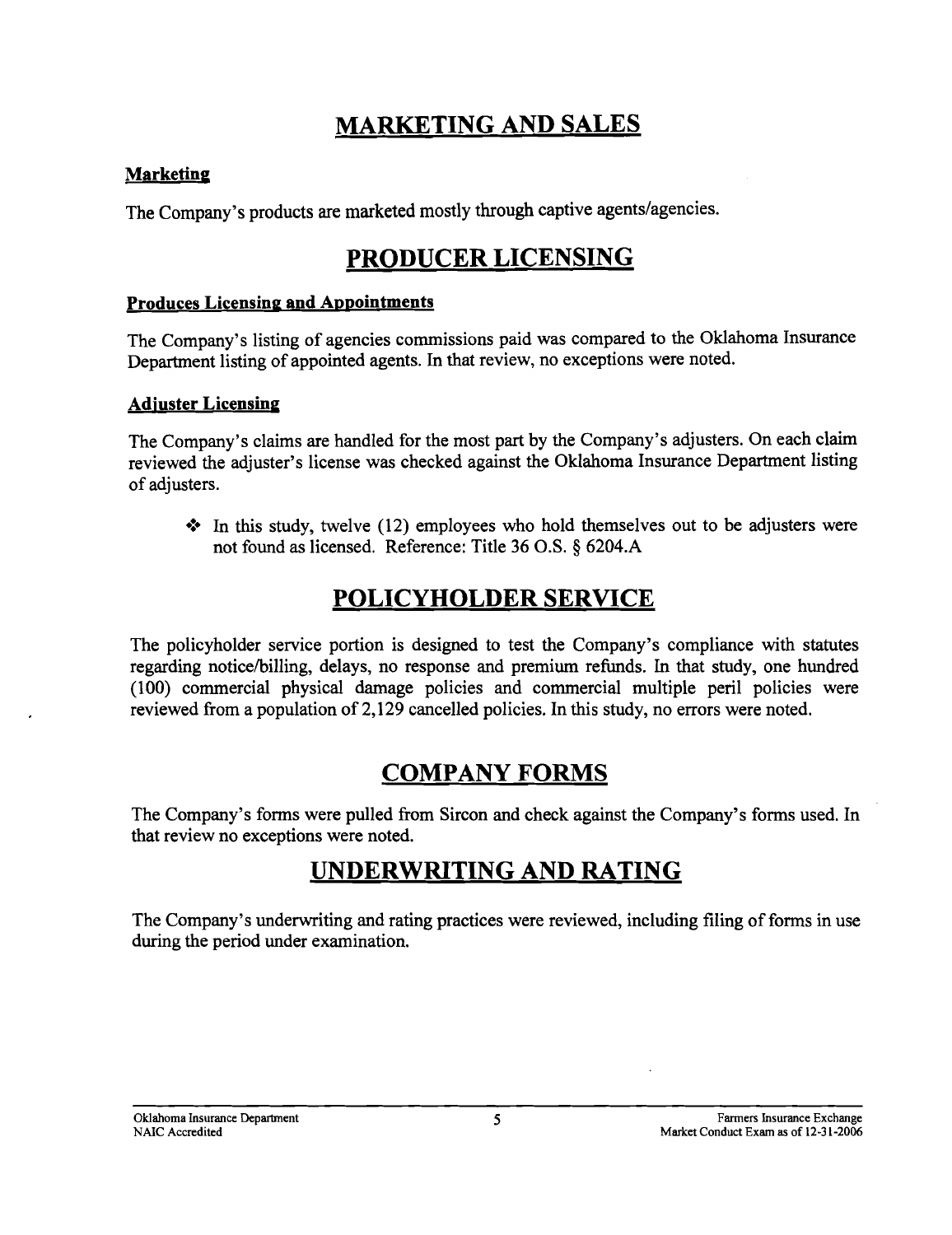# MARKETING AND SALES

## Marketing

The Company's products are marketed mostly through captive agents/agencies.

# PRODUCER LICENSING

## Produces Licensing and Appointments

The Company's listing of agencies commissions paid was compared to the Oklahoma Insurance Department listing of appointed agents. In that review, no exceptions were noted.

## Adjuster Licensing

The Company's claims are handled for the most part by the Company's adjusters. On each claim reviewed the adjuster's license was checked against the Oklahoma Insurance Department listing of adjusters.

- In this study, twelve (12) employees who hold themselves out to be adjusters were not found as licensed. Reference: Title 36 O.S. § 6204.A

# POLICYHOLDER SERVICE

The policyholder service portion is designed to test the Company's compliance with statutes regarding notice/billing, delays, no response and premium refunds. In that study, one hundred (100) commercial physical damage policies and commercial multiple peril policies were reviewed from a population of 2,129 cancelled policies. In this study, no errors were noted.

# COMPANY FORMS

The Company's forms were pulled from Sircon and check against the Company's forms used. In that review no exceptions were noted.

# UNDERWRITING AND RATING

The Company's underwriting and rating practices were reviewed, including filing of forms in use during the period under examination.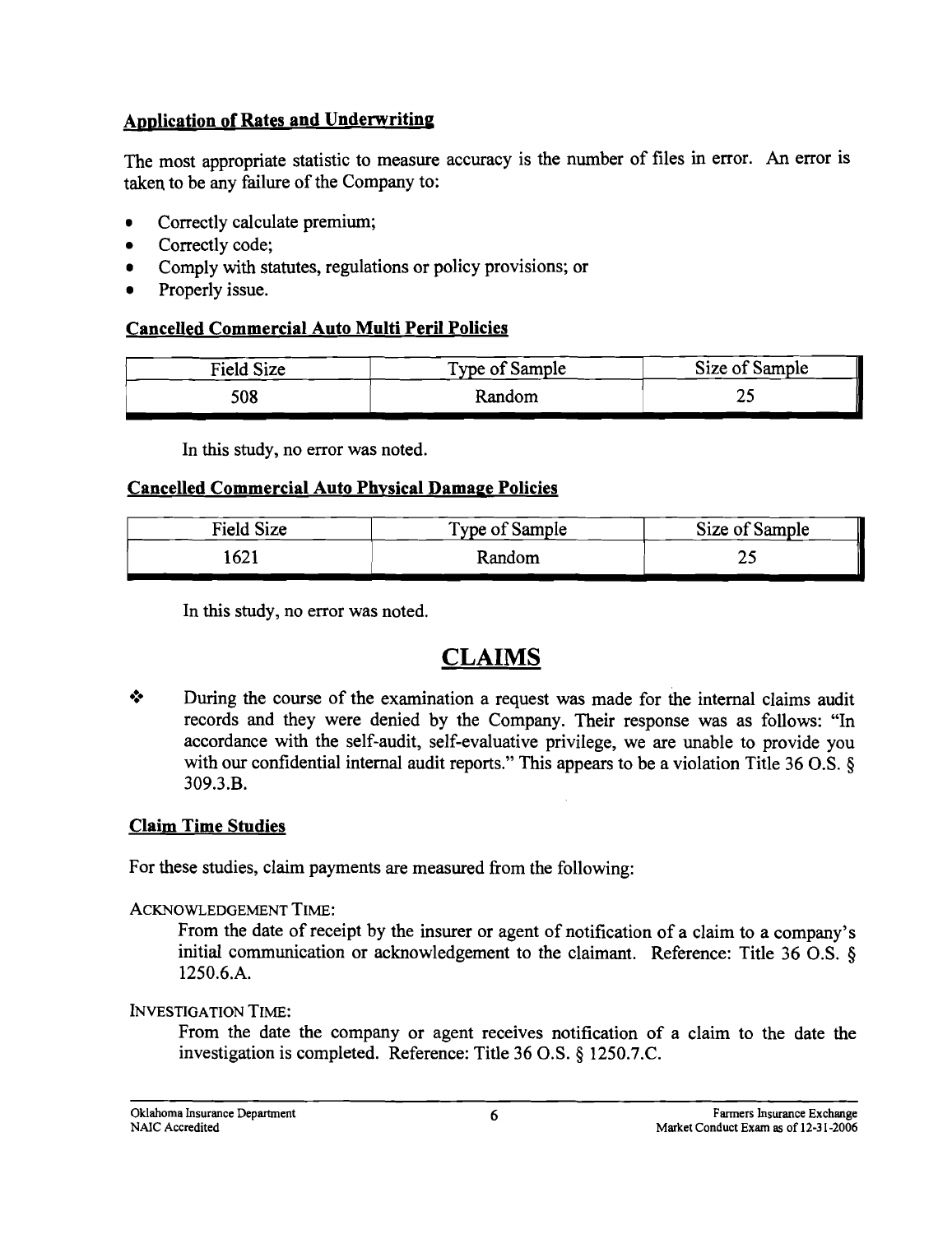### Application of Rates and Underwriting

The most appropriate statistic to measure accuracy is the number of files in error. An error is taken to be any failure of the Company to:

- Correctly calculate premium;
- Correctly code;
- Comply with statutes, regulations or policy provisions; or
- Properly issue.

### Cancelled Commercial Auto Multi Peril Policies

| Field Size | Type of Sample | Size of Sample |
| --- | --- | --- |
| 508 | Random | 25 |

In this study, no error was noted.

### Cancelled Commercial Auto Physical Damage Policies

| Field Size | Type of Sample | Size of Sample |
| --- | --- | --- |
| 1621 | Random | 25 |

In this study, no error was noted.

# CLAIMS

❖ During the course of the examination a request was made for the internal claims audit records and they were denied by the Company. Their response was as follows: "In accordance with the self-audit, self-evaluative privilege, we are unable to provide you with our confidential internal audit reports." This appears to be a violation Title 36 O.S. § 309.3.B.

### Claim Time Studies

For these studies, claim payments are measured from the following:

ACKNOWLEDGEMENT TIME:

From the date of receipt by the insurer or agent of notification of a claim to a company's initial communication or acknowledgement to the claimant. Reference: Title 36 O.S. § 1250.6.A.

INVESTIGATION TIME:

From the date the company or agent receives notification of a claim to the date the investigation is completed. Reference: Title 36 O.S. § 1250.7.C.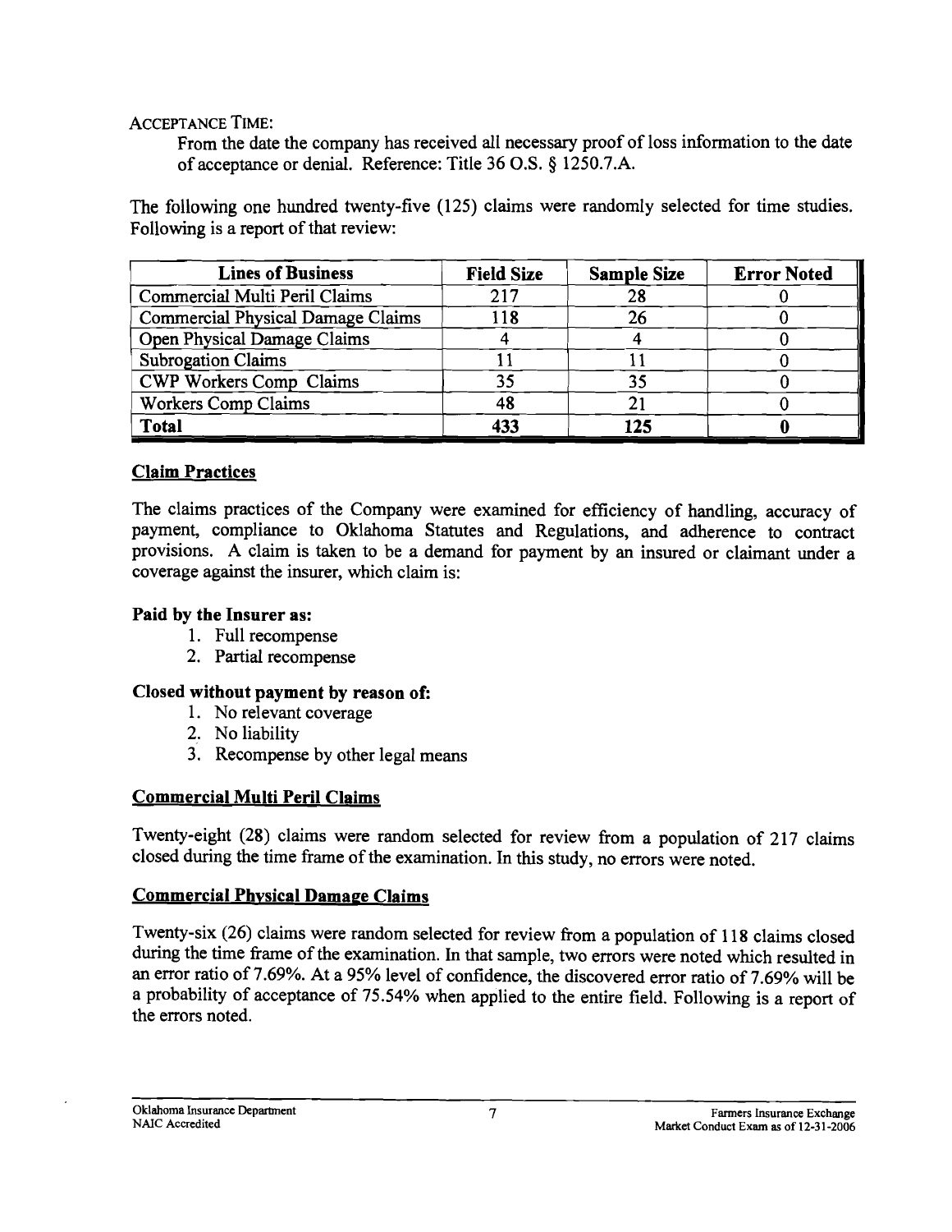ACCEPTANCE TIME:

From the date the company has received all necessary proof of loss information to the date of acceptance or denial. Reference: Title 36 O.S. § 1250.7.A.

The following one hundred twenty-five (125) claims were randomly selected for time studies. Following is a report of that review:

| Lines of Business | Field Size | Sample Size | Error Noted |
|---|---|---|---|
| Commercial Multi Peril Claims | 217 | 28 | 0 |
| Commercial Physical Damage Claims | 118 | 26 | 0 |
| Open Physical Damage Claims | 4 | 4 | 0 |
| Subrogation Claims | 11 | 11 | 0 |
| CWP Workers Comp Claims | 35 | 35 | 0 |
| Workers Comp Claims | 48 | 21 | 0 |
| **Total** | **433** | **125** | **0** |

## Claim Practices

The claims practices of the Company were examined for efficiency of handling, accuracy of payment, compliance to Oklahoma Statutes and Regulations, and adherence to contract provisions. A claim is taken to be a demand for payment by an insured or claimant under a coverage against the insurer, which claim is:

**Paid by the Insurer as:**

1. Full recompense
2. Partial recompense

**Closed without payment by reason of:**

1. No relevant coverage
2. No liability
3. Recompense by other legal means

## Commercial Multi Peril Claims

Twenty-eight (28) claims were random selected for review from a population of 217 claims closed during the time frame of the examination. In this study, no errors were noted.

## Commercial Physical Damage Claims

Twenty-six (26) claims were random selected for review from a population of 118 claims closed during the time frame of the examination. In that sample, two errors were noted which resulted in an error ratio of 7.69%. At a 95% level of confidence, the discovered error ratio of 7.69% will be a probability of acceptance of 75.54% when applied to the entire field. Following is a report of the errors noted.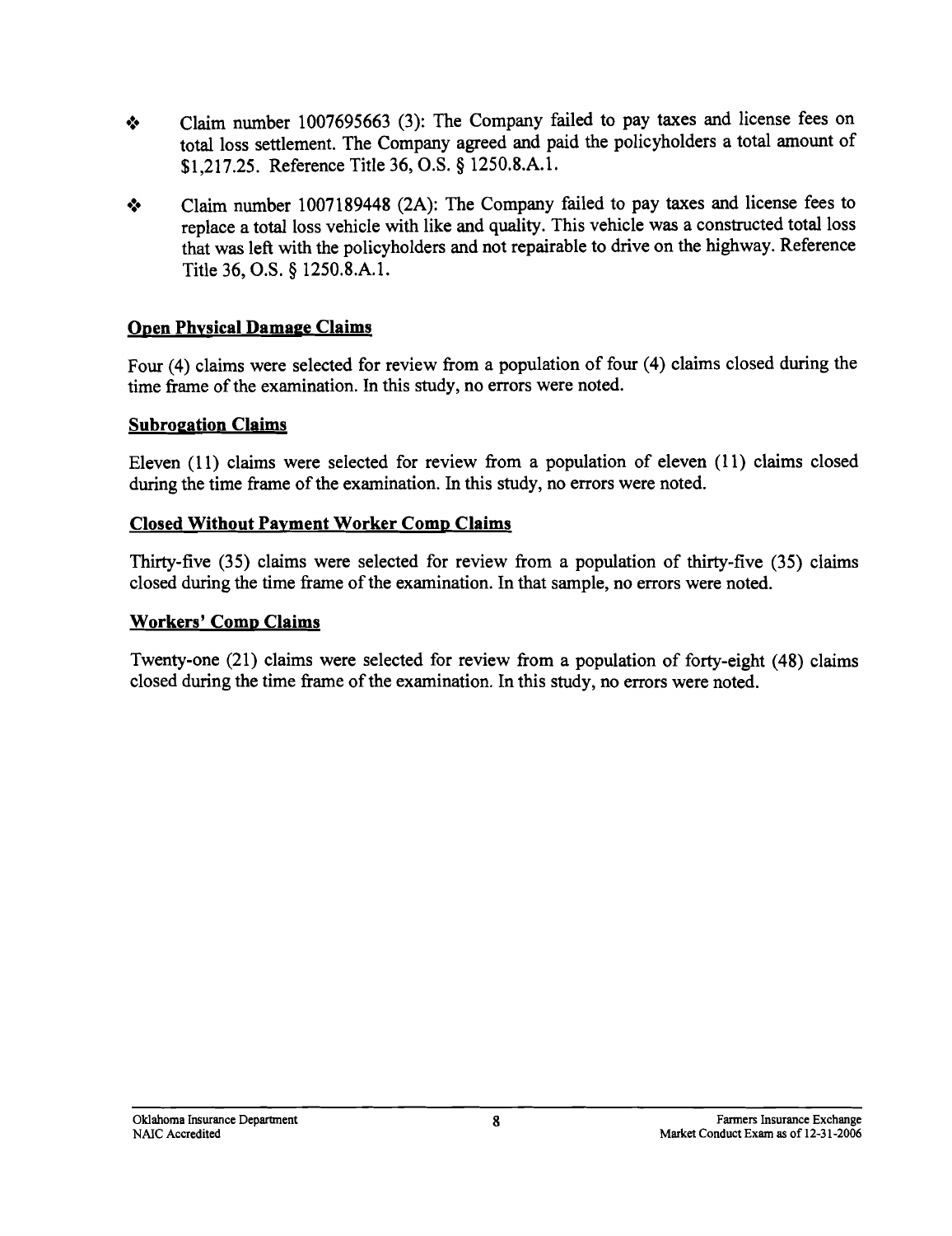- Claim number 1007695663 (3): The Company failed to pay taxes and license fees on total loss settlement. The Company agreed and paid the policyholders a total amount of $1,217.25. Reference Title 36, O.S. § 1250.8.A.1.

- Claim number 1007189448 (2A): The Company failed to pay taxes and license fees to replace a total loss vehicle with like and quality. This vehicle was a constructed total loss that was left with the policyholders and not repairable to drive on the highway. Reference Title 36, O.S. § 1250.8.A.1.

### Open Physical Damage Claims

Four (4) claims were selected for review from a population of four (4) claims closed during the time frame of the examination. In this study, no errors were noted.

### Subrogation Claims

Eleven (11) claims were selected for review from a population of eleven (11) claims closed during the time frame of the examination. In this study, no errors were noted.

### Closed Without Payment Worker Comp Claims

Thirty-five (35) claims were selected for review from a population of thirty-five (35) claims closed during the time frame of the examination. In that sample, no errors were noted.

### Workers' Comp Claims

Twenty-one (21) claims were selected for review from a population of forty-eight (48) claims closed during the time frame of the examination. In this study, no errors were noted.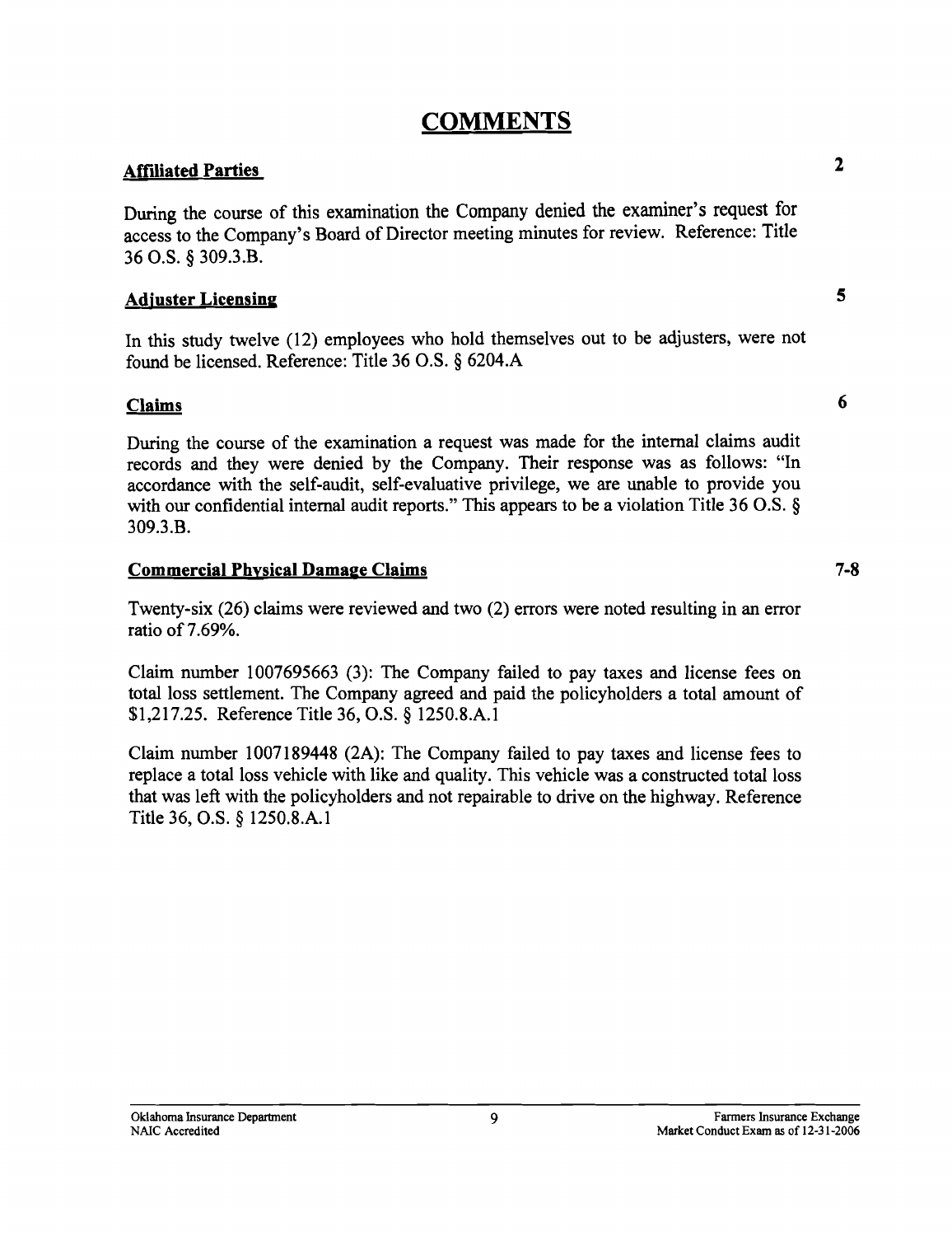# COMMENTS

**Affiliated Parties** 2

During the course of this examination the Company denied the examiner's request for access to the Company's Board of Director meeting minutes for review. Reference: Title 36 O.S. § 309.3.B.

**Adjuster Licensing** 5

In this study twelve (12) employees who hold themselves out to be adjusters, were not found be licensed. Reference: Title 36 O.S. § 6204.A

**Claims** 6

During the course of the examination a request was made for the internal claims audit records and they were denied by the Company. Their response was as follows: "In accordance with the self-audit, self-evaluative privilege, we are unable to provide you with our confidential internal audit reports." This appears to be a violation Title 36 O.S. § 309.3.B.

**Commercial Physical Damage Claims** 7-8

Twenty-six (26) claims were reviewed and two (2) errors were noted resulting in an error ratio of 7.69%.

Claim number 1007695663 (3): The Company failed to pay taxes and license fees on total loss settlement. The Company agreed and paid the policyholders a total amount of $1,217.25. Reference Title 36, O.S. § 1250.8.A.1

Claim number 1007189448 (2A): The Company failed to pay taxes and license fees to replace a total loss vehicle with like and quality. This vehicle was a constructed total loss that was left with the policyholders and not repairable to drive on the highway. Reference Title 36, O.S. § 1250.8.A.1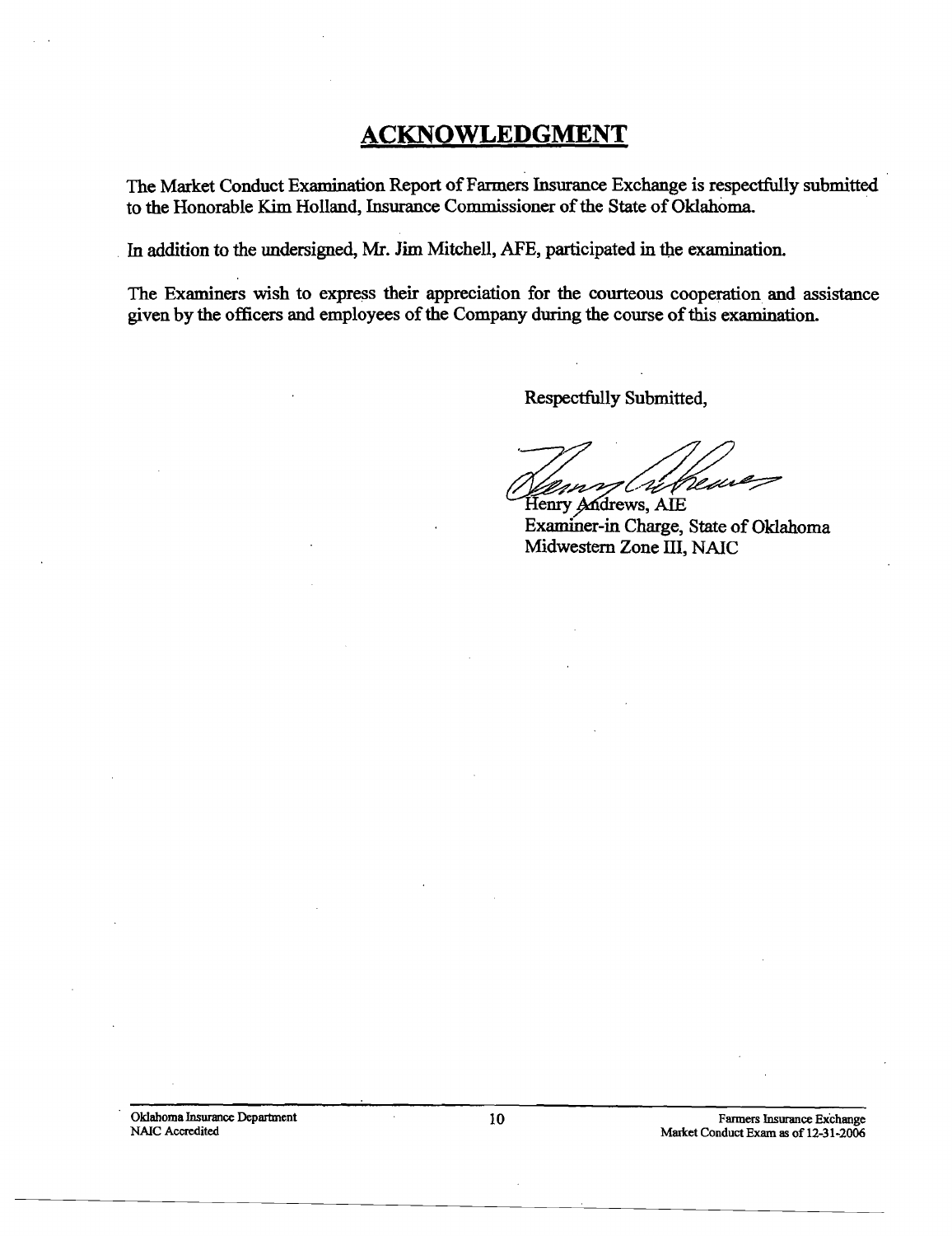# ACKNOWLEDGMENT

The Market Conduct Examination Report of Farmers Insurance Exchange is respectfully submitted to the Honorable Kim Holland, Insurance Commissioner of the State of Oklahoma.

In addition to the undersigned, Mr. Jim Mitchell, AFE, participated in the examination.

The Examiners wish to express their appreciation for the courteous cooperation and assistance given by the officers and employees of the Company during the course of this examination.

Respectfully Submitted,

Henry Andrews, AIE
Examiner-in Charge, State of Oklahoma
Midwestern Zone III, NAIC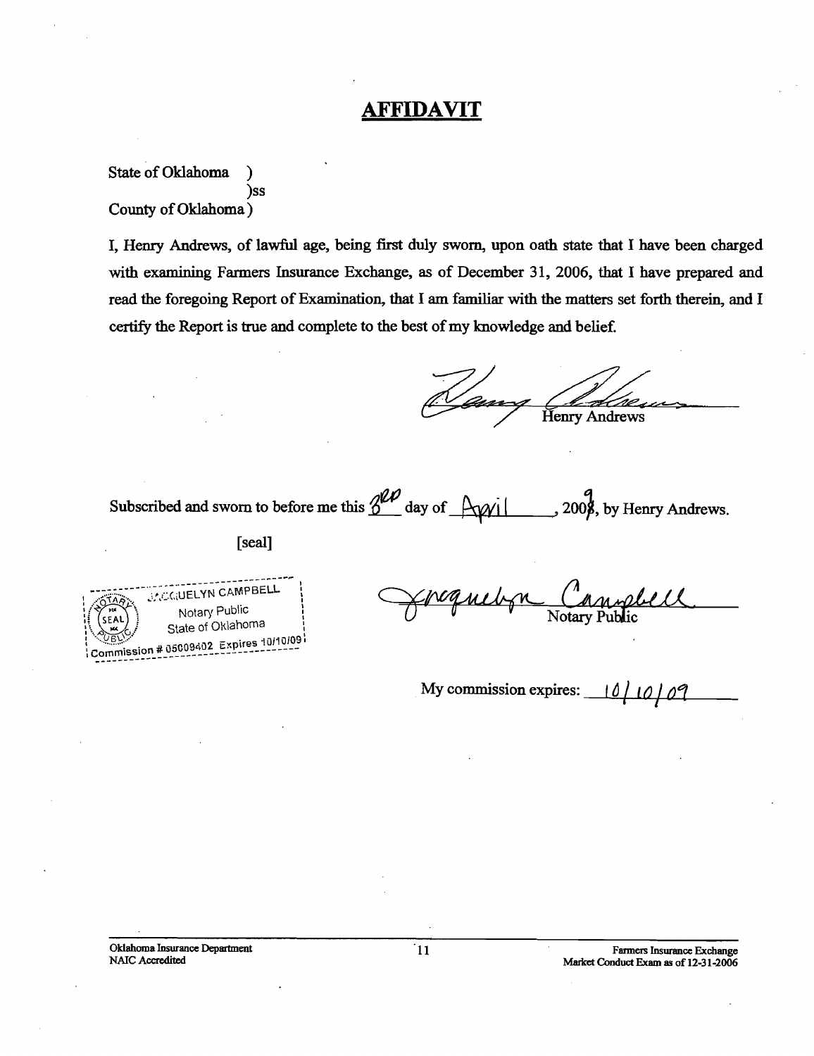# AFFIDAVIT

State of Oklahoma )
)ss
County of Oklahoma )

I, Henry Andrews, of lawful age, being first duly sworn, upon oath state that I have been charged with examining Farmers Insurance Exchange, as of December 31, 2006, that I have prepared and read the foregoing Report of Examination, that I am familiar with the matters set forth therein, and I certify the Report is true and complete to the best of my knowledge and belief.

Henry Andrews

Subscribed and sworn to before me this 3RD day of April, 2009, by Henry Andrews.

[seal]

JACQUELYN CAMPBELL
Notary Public
State of Oklahoma
Commission # 05009402 Expires 10/10/09

Notary Public

My commission expires: 10/10/09